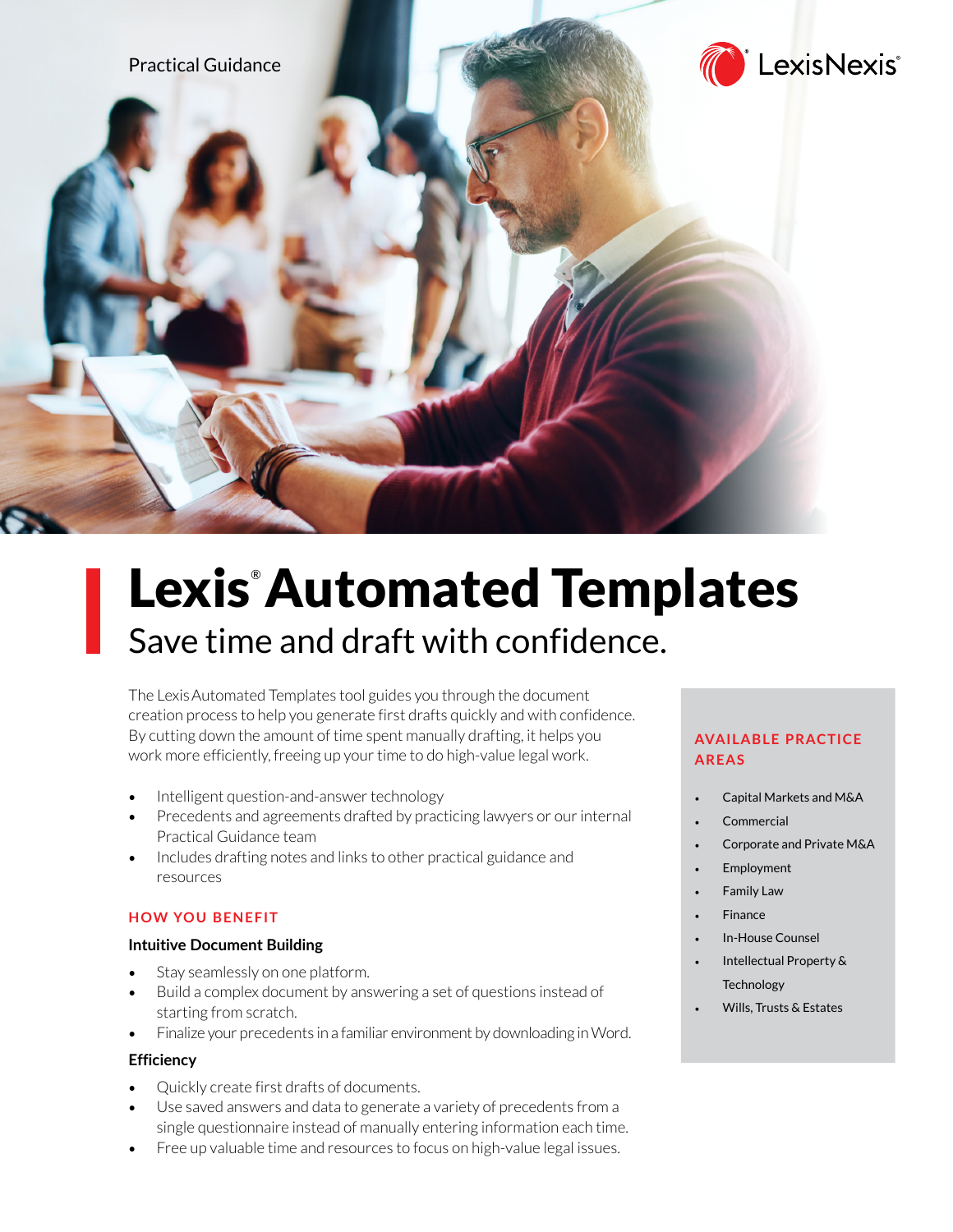Practical Guidance

LexisNexis®

# Lexis® Automated Templates

## Save time and draft with confidence.

The Lexis Automated Templates tool guides you through the document creation process to help you generate first drafts quickly and with confidence. By cutting down the amount of time spent manually drafting, it helps you work more efficiently, freeing up your time to do high-value legal work.

- Intelligent question-and-answer technology
- Precedents and agreements drafted by practicing lawyers or our internal Practical Guidance team
- Includes drafting notes and links to other practical guidance and resources

### HOW YOU BENEFIT

**Intuitive Document Building**

- Stay seamlessly on one platform.
- Build a complex document by answering a set of questions instead of starting from scratch.
- Finalize your precedents in a familiar environment by downloading in Word.

**Efficiency**

- Quickly create first drafts of documents.
- Use saved answers and data to generate a variety of precedents from a single questionnaire instead of manually entering information each time.
- Free up valuable time and resources to focus on high-value legal issues.

### AVAILABLE PRACTICE AREAS

- Capital Markets and M&A
- Commercial
- Corporate and Private M&A
- Employment
- Family Law
- Finance
- In-House Counsel
- Intellectual Property & Technology
- Wills, Trusts & Estates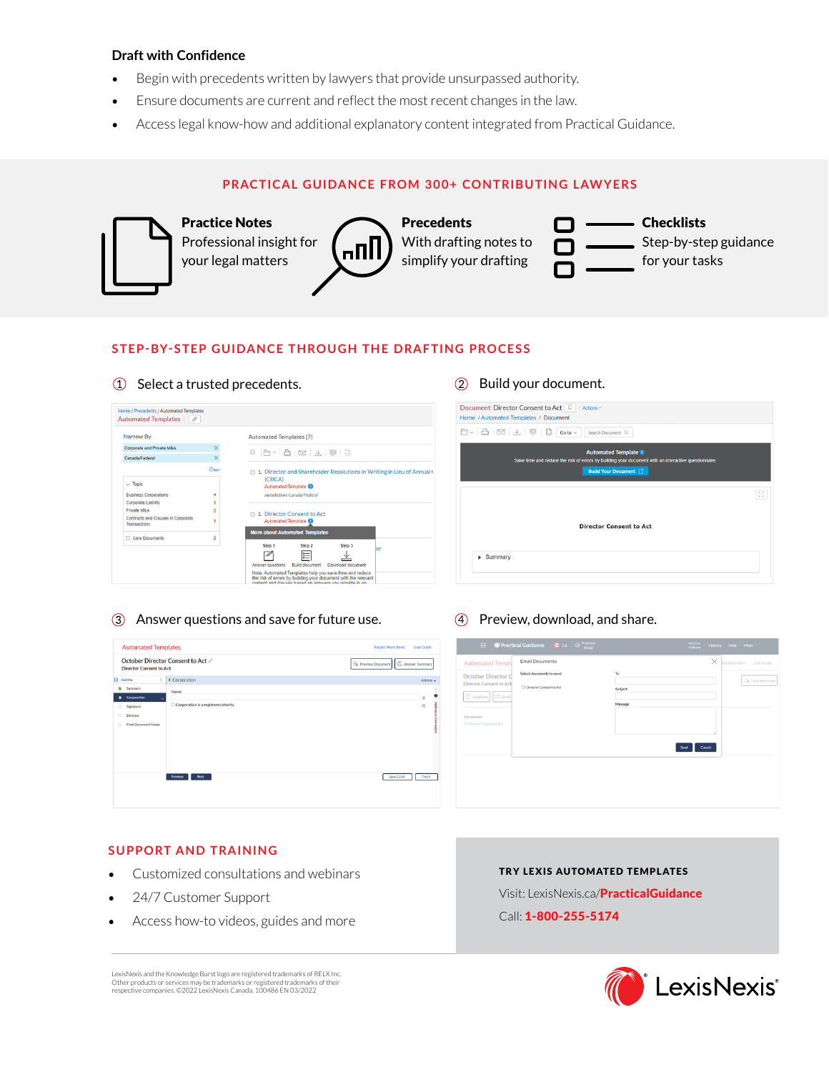### Draft with Confidence

- Begin with precedents written by lawyers that provide unsurpassed authority.
- Ensure documents are current and reflect the most recent changes in the law.
- Access legal know-how and additional explanatory content integrated from Practical Guidance.

## PRACTICAL GUIDANCE FROM 300+ CONTRIBUTING LAWYERS

**Practice Notes**
Professional insight for your legal matters

**Precedents**
With drafting notes to simplify your drafting

**Checklists**
Step-by-step guidance for your tasks

## STEP-BY-STEP GUIDANCE THROUGH THE DRAFTING PROCESS

① Select a trusted precedents.

② Build your document.

③ Answer questions and save for future use.

④ Preview, download, and share.

## SUPPORT AND TRAINING

- Customized consultations and webinars
- 24/7 Customer Support
- Access how-to videos, guides and more

**TRY LEXIS AUTOMATED TEMPLATES**

Visit: LexisNexis.ca/**PracticalGuidance**

Call: **1-800-255-5174**

LexisNexis and the Knowledge Burst logo are registered trademarks of RELX Inc. Other products or services may be trademarks or registered trademarks of their respective companies. ©2022 LexisNexis Canada. 100486 EN 03/2022

LexisNexis®